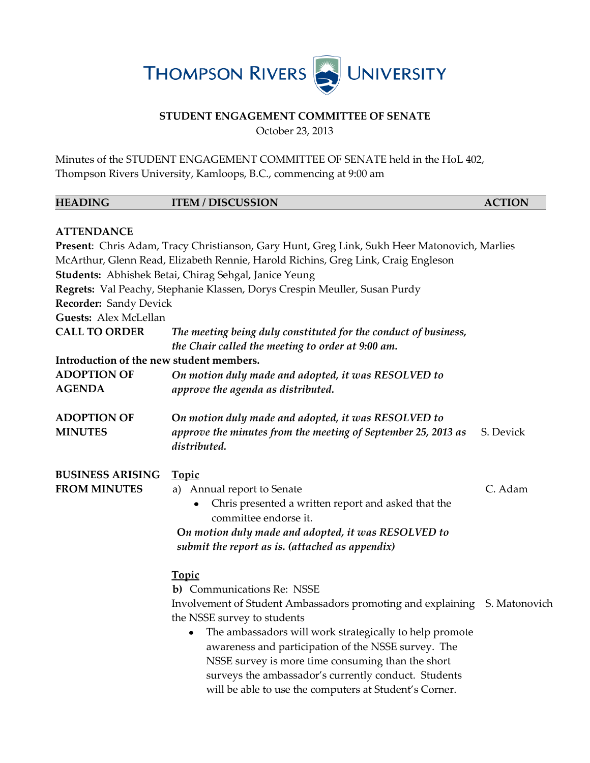# THOMPSON RIVERS UNIVERSITY

**STUDENT ENGAGEMENT COMMITTEE OF SENATE**

October 23, 2013

Minutes of the STUDENT ENGAGEMENT COMMITTEE OF SENATE held in the HoL 402, Thompson Rivers University, Kamloops, B.C., commencing at 9:00 am

| HEADING | ITEM / DISCUSSION | ACTION |
|---|---|---|

**ATTENDANCE**

**Present**: Chris Adam, Tracy Christianson, Gary Hunt, Greg Link, Sukh Heer Matonovich, Marlies McArthur, Glenn Read, Elizabeth Rennie, Harold Richins, Greg Link, Craig Engleson

**Students:** Abhishek Betai, Chirag Sehgal, Janice Yeung

**Regrets:** Val Peachy, Stephanie Klassen, Dorys Crespin Meuller, Susan Purdy

**Recorder:** Sandy Devick

**Guests:** Alex McLellan

| | | |
|---|---|---|
| **CALL TO ORDER** | ***The meeting being duly constituted for the conduct of business, the Chair called the meeting to order at 9:00 am.*** | |

**Introduction of the new student members.**

| | | |
|---|---|---|
| **ADOPTION OF AGENDA** | ***On motion duly made and adopted, it was RESOLVED to approve the agenda as distributed.*** | |
| **ADOPTION OF MINUTES** | ***On motion duly made and adopted, it was RESOLVED to approve the minutes from the meeting of September 25, 2013 as distributed.*** | S. Devick |

**BUSINESS ARISING FROM MINUTES**

<u>**Topic**</u>

a) Annual report to Senate — C. Adam

- Chris presented a written report and asked that the committee endorse it.

***On motion duly made and adopted, it was RESOLVED to submit the report as is. (attached as appendix)***

<u>**Topic**</u>

**b)** Communications Re: NSSE

Involvement of Student Ambassadors promoting and explaining the NSSE survey to students — S. Matonovich

- The ambassadors will work strategically to help promote awareness and participation of the NSSE survey. The NSSE survey is more time consuming than the short surveys the ambassador's currently conduct. Students will be able to use the computers at Student's Corner.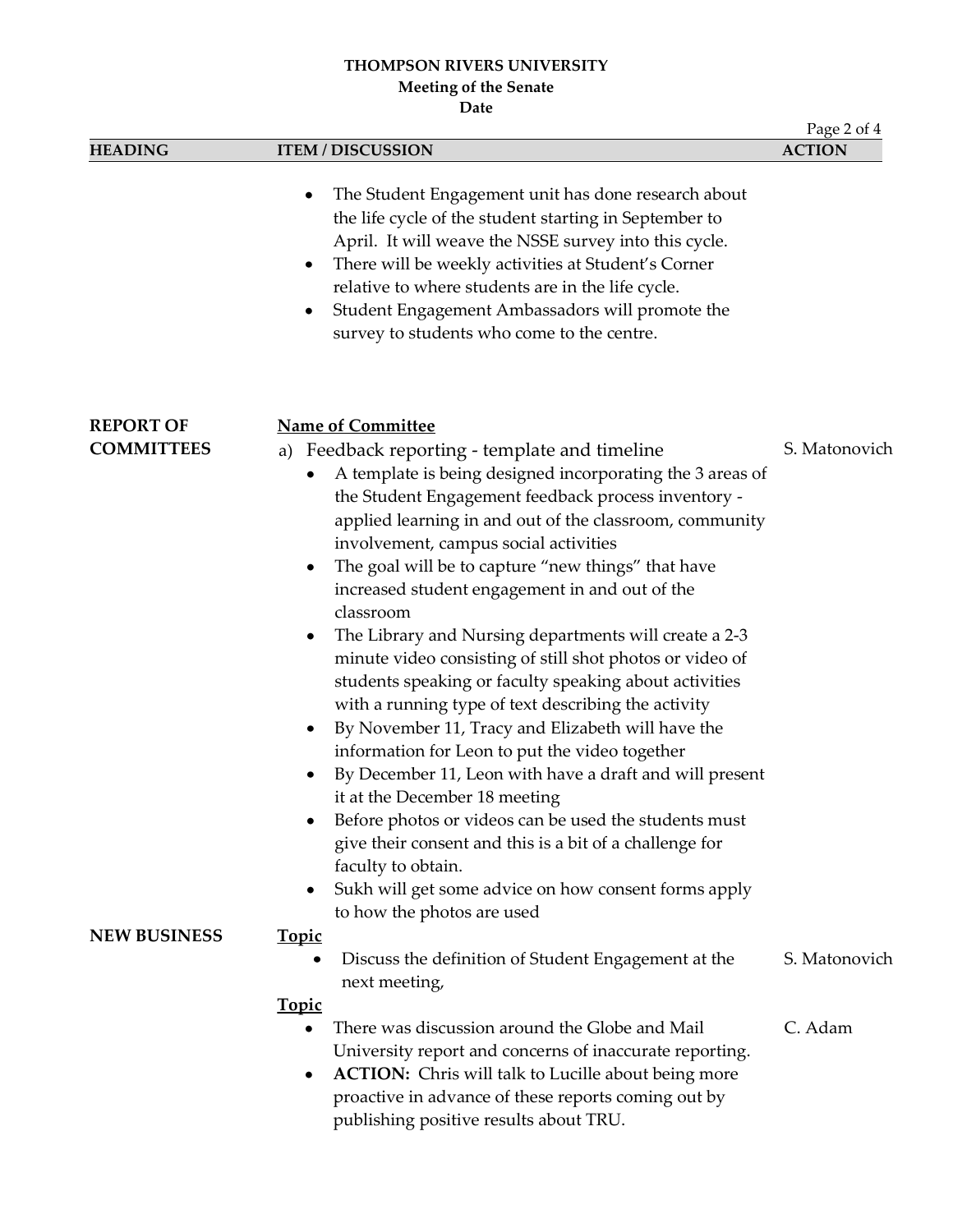**THOMPSON RIVERS UNIVERSITY**
**Meeting of the Senate**
**Date**

| HEADING | ITEM / DISCUSSION | ACTION |
|---|---|---|
| | • The Student Engagement unit has done research about the life cycle of the student starting in September to April. It will weave the NSSE survey into this cycle.<br>• There will be weekly activities at Student's Corner relative to where students are in the life cycle.<br>• Student Engagement Ambassadors will promote the survey to students who come to the centre. | |
| **REPORT OF COMMITTEES** | **<u>Name of Committee</u>**<br>a) Feedback reporting - template and timeline<br>• A template is being designed incorporating the 3 areas of the Student Engagement feedback process inventory - applied learning in and out of the classroom, community involvement, campus social activities<br>• The goal will be to capture "new things" that have increased student engagement in and out of the classroom<br>• The Library and Nursing departments will create a 2-3 minute video consisting of still shot photos or video of students speaking or faculty speaking about activities with a running type of text describing the activity<br>• By November 11, Tracy and Elizabeth will have the information for Leon to put the video together<br>• By December 11, Leon with have a draft and will present it at the December 18 meeting<br>• Before photos or videos can be used the students must give their consent and this is a bit of a challenge for faculty to obtain.<br>• Sukh will get some advice on how consent forms apply to how the photos are used | S. Matonovich |
| **NEW BUSINESS** | **<u>Topic</u>**<br>• Discuss the definition of Student Engagement at the next meeting, | S. Matonovich |
| | **<u>Topic</u>**<br>• There was discussion around the Globe and Mail University report and concerns of inaccurate reporting.<br>• **ACTION:** Chris will talk to Lucille about being more proactive in advance of these reports coming out by publishing positive results about TRU. | C. Adam |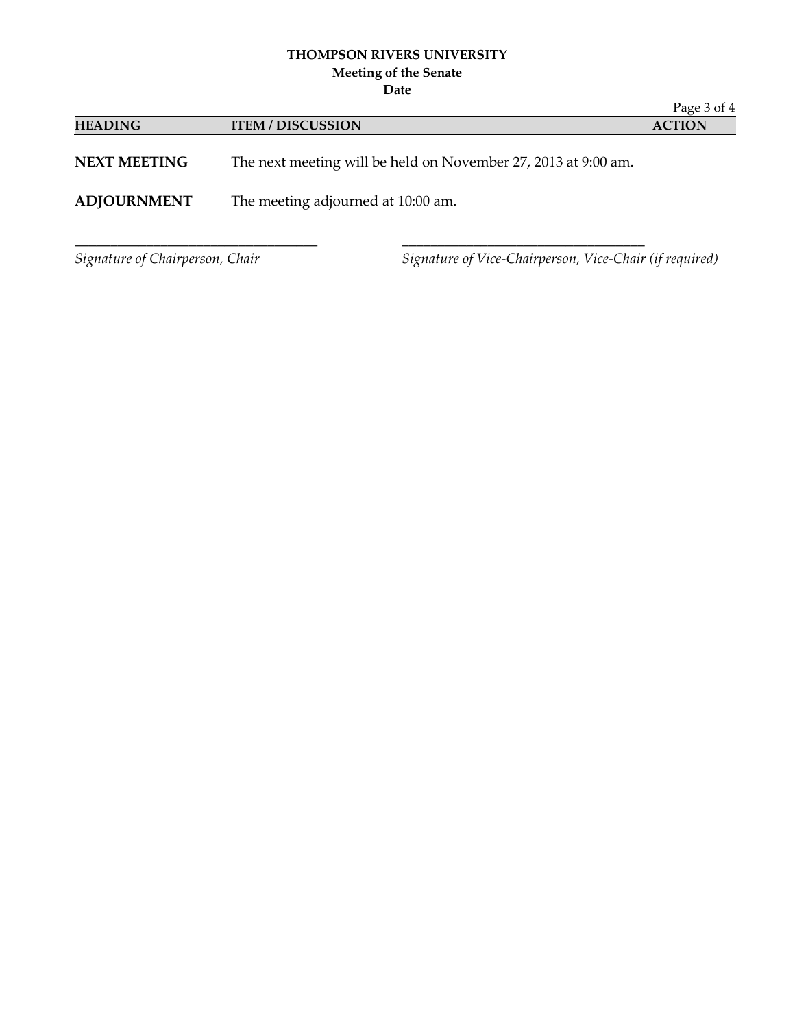| HEADING | ITEM / DISCUSSION | ACTION |
|---|---|---|
| **NEXT MEETING** | The next meeting will be held on November 27, 2013 at 9:00 am. | |
| **ADJOURNMENT** | The meeting adjourned at 10:00 am. | |

\_\_\_\_\_\_\_\_\_\_\_\_\_\_\_\_\_\_\_\_\_\_\_\_\_\_\_\_\_\_\_\_\_\_\_\_
*Signature of Chairperson, Chair*

\_\_\_\_\_\_\_\_\_\_\_\_\_\_\_\_\_\_\_\_\_\_\_\_\_\_\_\_\_\_\_\_\_\_\_\_
*Signature of Vice-Chairperson, Vice-Chair (if required)*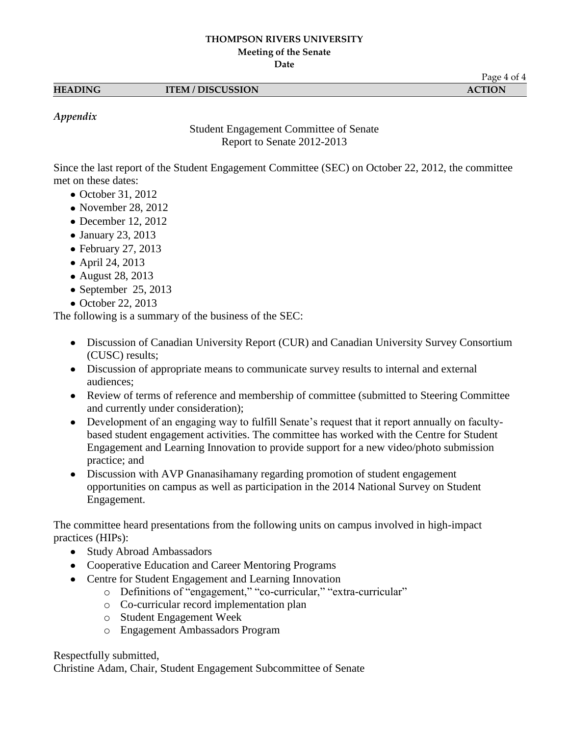*Appendix*

Student Engagement Committee of Senate
Report to Senate 2012-2013

Since the last report of the Student Engagement Committee (SEC) on October 22, 2012, the committee met on these dates:

- October 31, 2012
- November 28, 2012
- December 12, 2012
- January 23, 2013
- February 27, 2013
- April 24, 2013
- August 28, 2013
- September 25, 2013
- October 22, 2013

The following is a summary of the business of the SEC:

- Discussion of Canadian University Report (CUR) and Canadian University Survey Consortium (CUSC) results;
- Discussion of appropriate means to communicate survey results to internal and external audiences;
- Review of terms of reference and membership of committee (submitted to Steering Committee and currently under consideration);
- Development of an engaging way to fulfill Senate's request that it report annually on faculty-based student engagement activities. The committee has worked with the Centre for Student Engagement and Learning Innovation to provide support for a new video/photo submission practice; and
- Discussion with AVP Gnanasihamany regarding promotion of student engagement opportunities on campus as well as participation in the 2014 National Survey on Student Engagement.

The committee heard presentations from the following units on campus involved in high-impact practices (HIPs):

- Study Abroad Ambassadors
- Cooperative Education and Career Mentoring Programs
- Centre for Student Engagement and Learning Innovation
  - Definitions of "engagement," "co-curricular," "extra-curricular"
  - Co-curricular record implementation plan
  - Student Engagement Week
  - Engagement Ambassadors Program

Respectfully submitted,
Christine Adam, Chair, Student Engagement Subcommittee of Senate